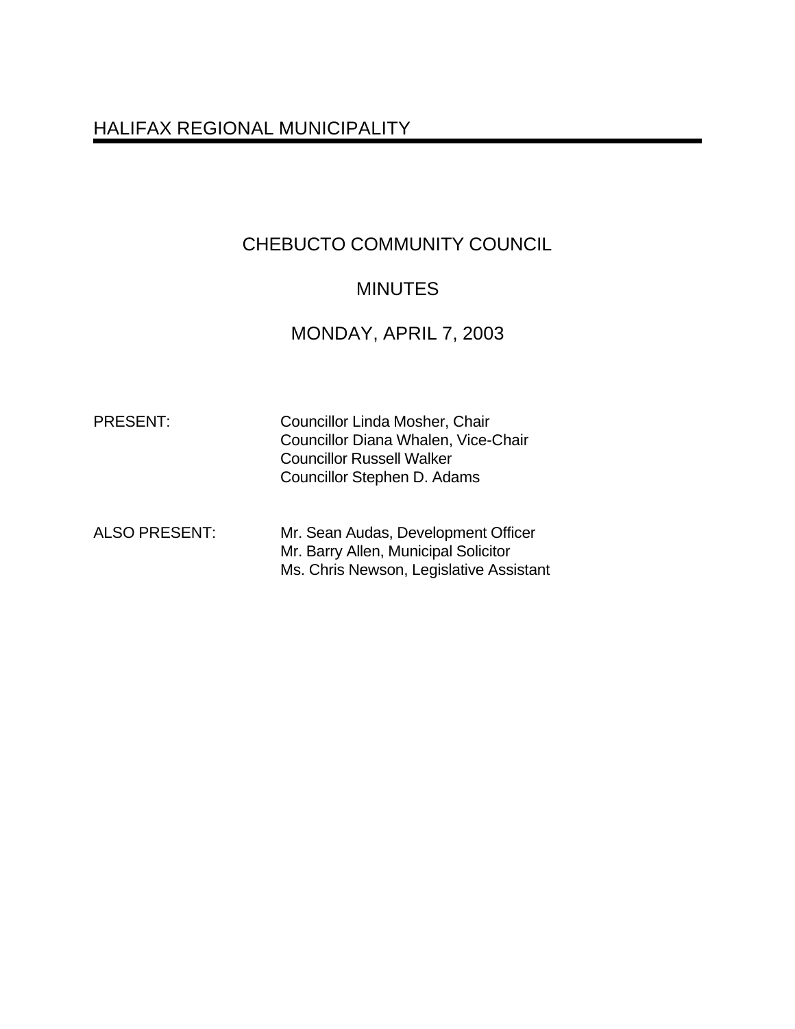# HALIFAX REGIONAL MUNICIPALITY

## CHEBUCTO COMMUNITY COUNCIL

## MINUTES

## MONDAY, APRIL 7, 2003

| | |
|---|---|
| PRESENT: | Councillor Linda Mosher, Chair<br>Councillor Diana Whalen, Vice-Chair<br>Councillor Russell Walker<br>Councillor Stephen D. Adams |
| ALSO PRESENT: | Mr. Sean Audas, Development Officer<br>Mr. Barry Allen, Municipal Solicitor<br>Ms. Chris Newson, Legislative Assistant |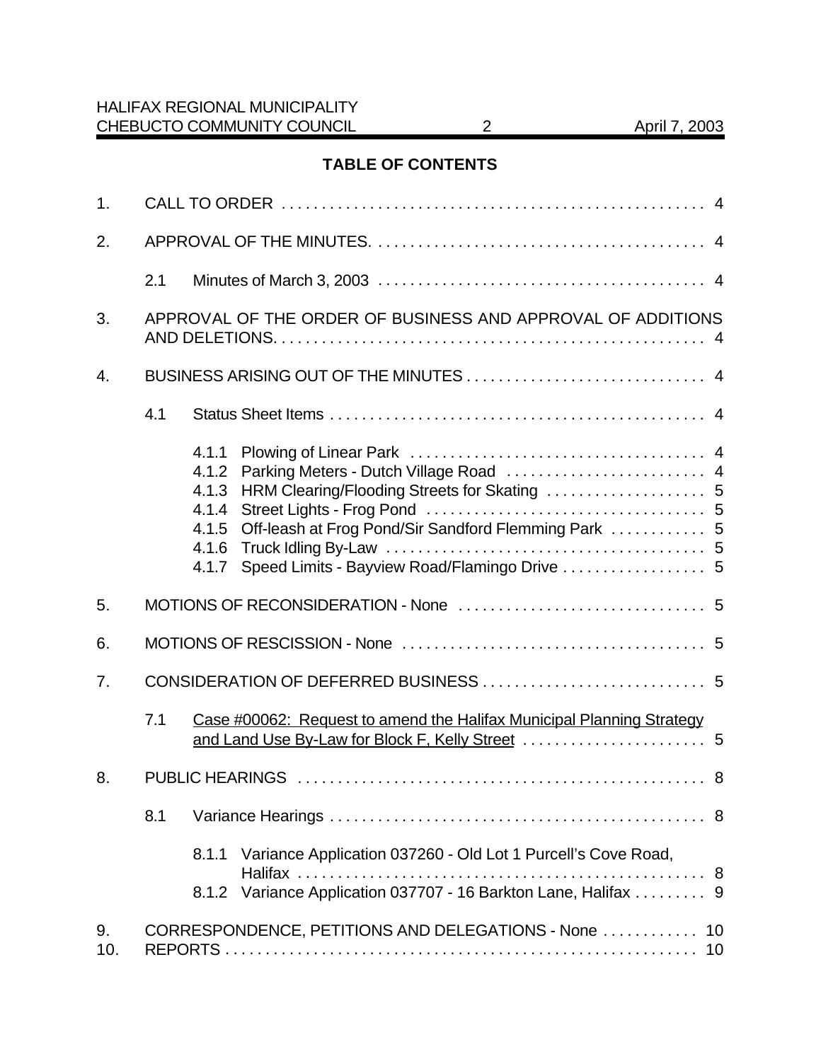## TABLE OF CONTENTS

1. CALL TO ORDER . . . . . . . . . . . . . . . . . . . . . . . . . . . . . . . . . . . . . . . . . . . . . . . . . . . . 4

2. APPROVAL OF THE MINUTES. . . . . . . . . . . . . . . . . . . . . . . . . . . . . . . . . . . . . . . . . 4

   2.1 Minutes of March 3, 2003 . . . . . . . . . . . . . . . . . . . . . . . . . . . . . . . . . . . . . . . . 4

3. APPROVAL OF THE ORDER OF BUSINESS AND APPROVAL OF ADDITIONS AND DELETIONS. . . . . . . . . . . . . . . . . . . . . . . . . . . . . . . . . . . . . . . . . . . . . . . . . . . . . 4

4. BUSINESS ARISING OUT OF THE MINUTES . . . . . . . . . . . . . . . . . . . . . . . . . . . . . . 4

   4.1 Status Sheet Items . . . . . . . . . . . . . . . . . . . . . . . . . . . . . . . . . . . . . . . . . . . . . . . 4

      4.1.1 Plowing of Linear Park . . . . . . . . . . . . . . . . . . . . . . . . . . . . . . . . . . . . 4
      4.1.2 Parking Meters - Dutch Village Road . . . . . . . . . . . . . . . . . . . . . . . . . 4
      4.1.3 HRM Clearing/Flooding Streets for Skating . . . . . . . . . . . . . . . . . . . . 5
      4.1.4 Street Lights - Frog Pond . . . . . . . . . . . . . . . . . . . . . . . . . . . . . . . . . . 5
      4.1.5 Off-leash at Frog Pond/Sir Sandford Flemming Park . . . . . . . . . . . . 5
      4.1.6 Truck Idling By-Law . . . . . . . . . . . . . . . . . . . . . . . . . . . . . . . . . . . . . . . 5
      4.1.7 Speed Limits - Bayview Road/Flamingo Drive . . . . . . . . . . . . . . . . . . 5

5. MOTIONS OF RECONSIDERATION - None . . . . . . . . . . . . . . . . . . . . . . . . . . . . . . . 5

6. MOTIONS OF RESCISSION - None . . . . . . . . . . . . . . . . . . . . . . . . . . . . . . . . . . . . . . 5

7. CONSIDERATION OF DEFERRED BUSINESS . . . . . . . . . . . . . . . . . . . . . . . . . . . . 5

   7.1 Case #00062: Request to amend the Halifax Municipal Planning Strategy and Land Use By-Law for Block F, Kelly Street . . . . . . . . . . . . . . . . . . . . . . . 5

8. PUBLIC HEARINGS . . . . . . . . . . . . . . . . . . . . . . . . . . . . . . . . . . . . . . . . . . . . . . . . . . . 8

   8.1 Variance Hearings . . . . . . . . . . . . . . . . . . . . . . . . . . . . . . . . . . . . . . . . . . . . . . . 8

      8.1.1 Variance Application 037260 - Old Lot 1 Purcell's Cove Road, Halifax . . . . . . . . . . . . . . . . . . . . . . . . . . . . . . . . . . . . . . . . . . . . . . . . . . . 8
      8.1.2 Variance Application 037707 - 16 Barkton Lane, Halifax . . . . . . . . . 9

9. CORRESPONDENCE, PETITIONS AND DELEGATIONS - None . . . . . . . . . . . . 10

10. REPORTS . . . . . . . . . . . . . . . . . . . . . . . . . . . . . . . . . . . . . . . . . . . . . . . . . . . . . . . . . . . 10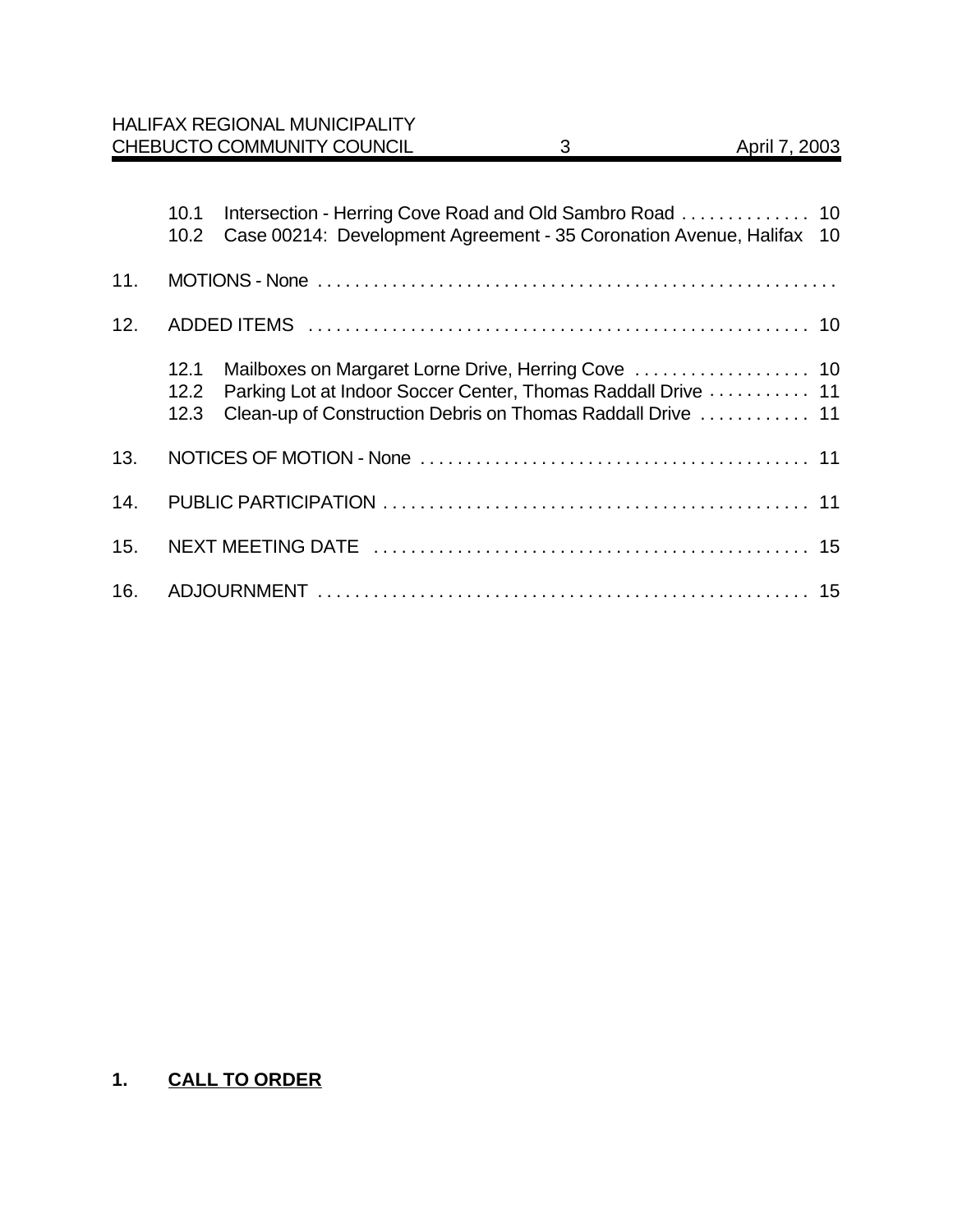10.1 Intersection - Herring Cove Road and Old Sambro Road . . . . . . . . . . . . . . 10
10.2 Case 00214: Development Agreement - 35 Coronation Avenue, Halifax 10

11. MOTIONS - None . . . . . . . . . . . . . . . . . . . . . . . . . . . . . . . . . . . . . . . . . . . . . . . . . . . . . . .

12. ADDED ITEMS . . . . . . . . . . . . . . . . . . . . . . . . . . . . . . . . . . . . . . . . . . . . . . . . . . . . . 10

12.1 Mailboxes on Margaret Lorne Drive, Herring Cove . . . . . . . . . . . . . . . . . . . 10
12.2 Parking Lot at Indoor Soccer Center, Thomas Raddall Drive . . . . . . . . . . . 11
12.3 Clean-up of Construction Debris on Thomas Raddall Drive . . . . . . . . . . . . 11

13. NOTICES OF MOTION - None . . . . . . . . . . . . . . . . . . . . . . . . . . . . . . . . . . . . . . . . . . 11

14. PUBLIC PARTICIPATION . . . . . . . . . . . . . . . . . . . . . . . . . . . . . . . . . . . . . . . . . . . . . . 11

15. NEXT MEETING DATE . . . . . . . . . . . . . . . . . . . . . . . . . . . . . . . . . . . . . . . . . . . . . . . 15

16. ADJOURNMENT . . . . . . . . . . . . . . . . . . . . . . . . . . . . . . . . . . . . . . . . . . . . . . . . . . . . 15

## 1. CALL TO ORDER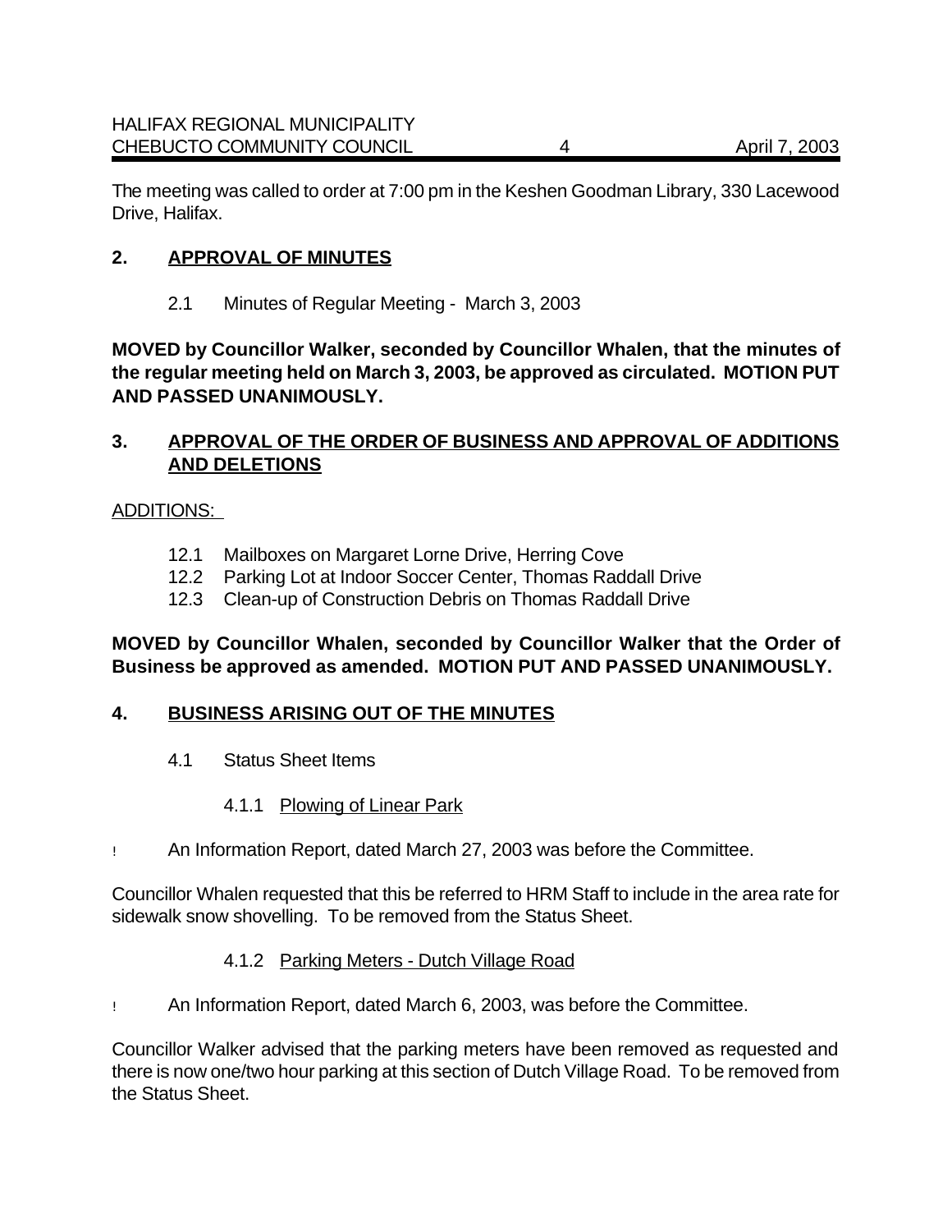The meeting was called to order at 7:00 pm in the Keshen Goodman Library, 330 Lacewood Drive, Halifax.

## 2. APPROVAL OF MINUTES

2.1 Minutes of Regular Meeting - March 3, 2003

**MOVED by Councillor Walker, seconded by Councillor Whalen, that the minutes of the regular meeting held on March 3, 2003, be approved as circulated. MOTION PUT AND PASSED UNANIMOUSLY.**

## 3. APPROVAL OF THE ORDER OF BUSINESS AND APPROVAL OF ADDITIONS AND DELETIONS

ADDITIONS:

- 12.1 Mailboxes on Margaret Lorne Drive, Herring Cove
- 12.2 Parking Lot at Indoor Soccer Center, Thomas Raddall Drive
- 12.3 Clean-up of Construction Debris on Thomas Raddall Drive

**MOVED by Councillor Whalen, seconded by Councillor Walker that the Order of Business be approved as amended. MOTION PUT AND PASSED UNANIMOUSLY.**

## 4. BUSINESS ARISING OUT OF THE MINUTES

4.1 Status Sheet Items

4.1.1 Plowing of Linear Park

- An Information Report, dated March 27, 2003 was before the Committee.

Councillor Whalen requested that this be referred to HRM Staff to include in the area rate for sidewalk snow shovelling. To be removed from the Status Sheet.

4.1.2 Parking Meters - Dutch Village Road

- An Information Report, dated March 6, 2003, was before the Committee.

Councillor Walker advised that the parking meters have been removed as requested and there is now one/two hour parking at this section of Dutch Village Road. To be removed from the Status Sheet.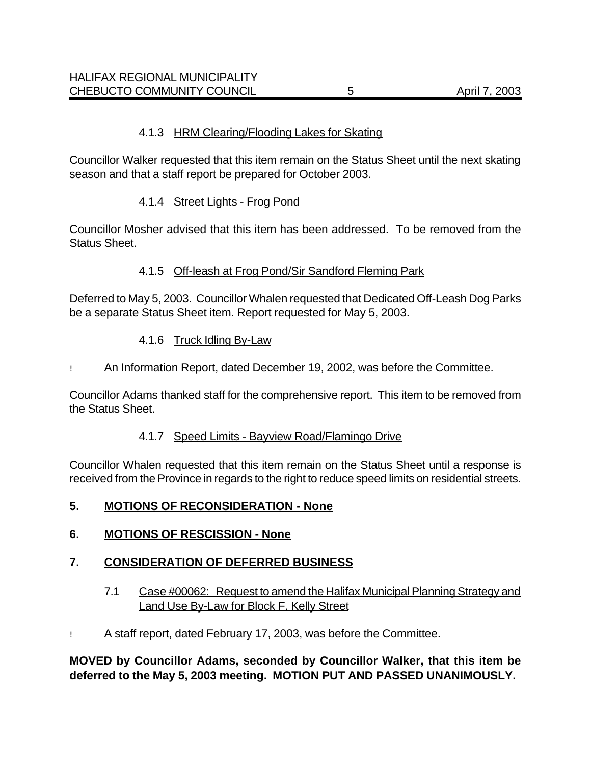#### 4.1.3 HRM Clearing/Flooding Lakes for Skating

Councillor Walker requested that this item remain on the Status Sheet until the next skating season and that a staff report be prepared for October 2003.

#### 4.1.4 Street Lights - Frog Pond

Councillor Mosher advised that this item has been addressed. To be removed from the Status Sheet.

#### 4.1.5 Off-leash at Frog Pond/Sir Sandford Fleming Park

Deferred to May 5, 2003. Councillor Whalen requested that Dedicated Off-Leash Dog Parks be a separate Status Sheet item. Report requested for May 5, 2003.

#### 4.1.6 Truck Idling By-Law

- An Information Report, dated December 19, 2002, was before the Committee.

Councillor Adams thanked staff for the comprehensive report. This item to be removed from the Status Sheet.

#### 4.1.7 Speed Limits - Bayview Road/Flamingo Drive

Councillor Whalen requested that this item remain on the Status Sheet until a response is received from the Province in regards to the right to reduce speed limits on residential streets.

## 5. MOTIONS OF RECONSIDERATION - None

## 6. MOTIONS OF RESCISSION - None

## 7. CONSIDERATION OF DEFERRED BUSINESS

### 7.1 Case #00062: Request to amend the Halifax Municipal Planning Strategy and Land Use By-Law for Block F, Kelly Street

- A staff report, dated February 17, 2003, was before the Committee.

**MOVED by Councillor Adams, seconded by Councillor Walker, that this item be deferred to the May 5, 2003 meeting. MOTION PUT AND PASSED UNANIMOUSLY.**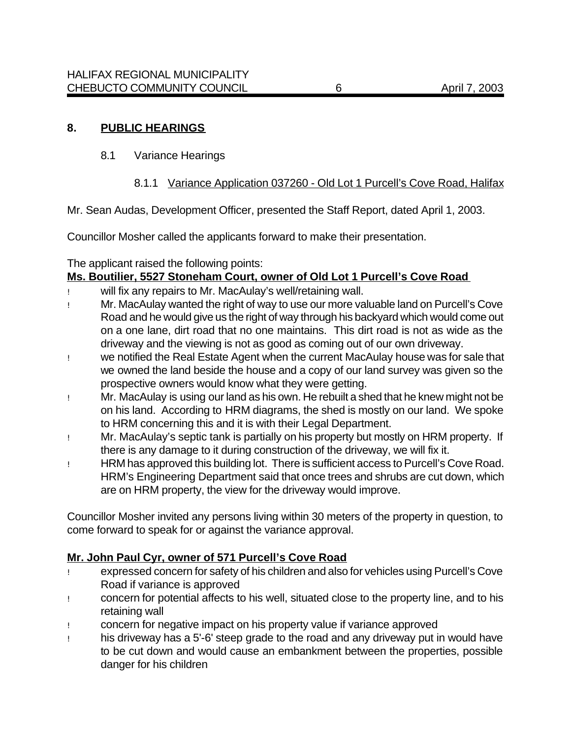## 8. PUBLIC HEARINGS

### 8.1 Variance Hearings

#### 8.1.1 Variance Application 037260 - Old Lot 1 Purcell's Cove Road, Halifax

Mr. Sean Audas, Development Officer, presented the Staff Report, dated April 1, 2003.

Councillor Mosher called the applicants forward to make their presentation.

The applicant raised the following points:

**Ms. Boutilier, 5527 Stoneham Court, owner of Old Lot 1 Purcell's Cove Road**

- will fix any repairs to Mr. MacAulay's well/retaining wall.
- Mr. MacAulay wanted the right of way to use our more valuable land on Purcell's Cove Road and he would give us the right of way through his backyard which would come out on a one lane, dirt road that no one maintains. This dirt road is not as wide as the driveway and the viewing is not as good as coming out of our own driveway.
- we notified the Real Estate Agent when the current MacAulay house was for sale that we owned the land beside the house and a copy of our land survey was given so the prospective owners would know what they were getting.
- Mr. MacAulay is using our land as his own. He rebuilt a shed that he knew might not be on his land. According to HRM diagrams, the shed is mostly on our land. We spoke to HRM concerning this and it is with their Legal Department.
- Mr. MacAulay's septic tank is partially on his property but mostly on HRM property. If there is any damage to it during construction of the driveway, we will fix it.
- HRM has approved this building lot. There is sufficient access to Purcell's Cove Road. HRM's Engineering Department said that once trees and shrubs are cut down, which are on HRM property, the view for the driveway would improve.

Councillor Mosher invited any persons living within 30 meters of the property in question, to come forward to speak for or against the variance approval.

**Mr. John Paul Cyr, owner of 571 Purcell's Cove Road**

- expressed concern for safety of his children and also for vehicles using Purcell's Cove Road if variance is approved
- concern for potential affects to his well, situated close to the property line, and to his retaining wall
- concern for negative impact on his property value if variance approved
- his driveway has a 5'-6' steep grade to the road and any driveway put in would have to be cut down and would cause an embankment between the properties, possible danger for his children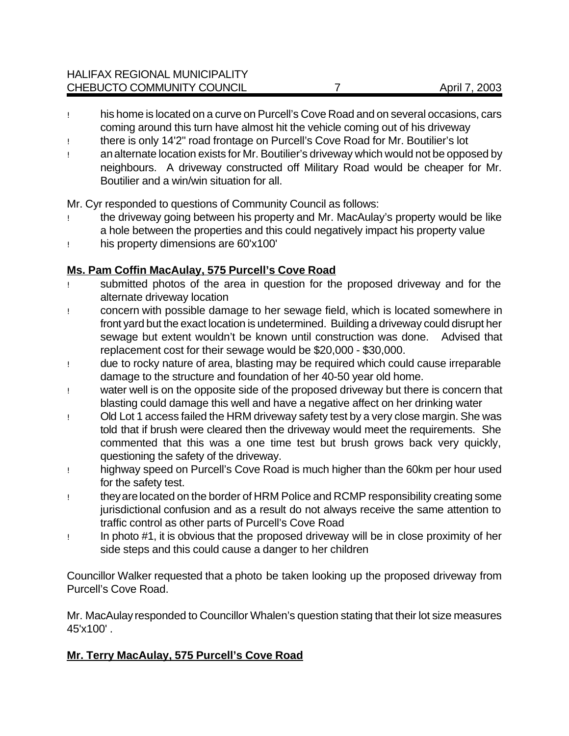- his home is located on a curve on Purcell's Cove Road and on several occasions, cars coming around this turn have almost hit the vehicle coming out of his driveway
- there is only 14'2" road frontage on Purcell's Cove Road for Mr. Boutilier's lot
- an alternate location exists for Mr. Boutilier's driveway which would not be opposed by neighbours. A driveway constructed off Military Road would be cheaper for Mr. Boutilier and a win/win situation for all.

Mr. Cyr responded to questions of Community Council as follows:

- the driveway going between his property and Mr. MacAulay's property would be like a hole between the properties and this could negatively impact his property value
- his property dimensions are 60'x100'

**Ms. Pam Coffin MacAulay, 575 Purcell's Cove Road**

- submitted photos of the area in question for the proposed driveway and for the alternate driveway location
- concern with possible damage to her sewage field, which is located somewhere in front yard but the exact location is undetermined. Building a driveway could disrupt her sewage but extent wouldn't be known until construction was done. Advised that replacement cost for their sewage would be $20,000 - $30,000.
- due to rocky nature of area, blasting may be required which could cause irreparable damage to the structure and foundation of her 40-50 year old home.
- water well is on the opposite side of the proposed driveway but there is concern that blasting could damage this well and have a negative affect on her drinking water
- Old Lot 1 access failed the HRM driveway safety test by a very close margin. She was told that if brush were cleared then the driveway would meet the requirements. She commented that this was a one time test but brush grows back very quickly, questioning the safety of the driveway.
- highway speed on Purcell's Cove Road is much higher than the 60km per hour used for the safety test.
- they are located on the border of HRM Police and RCMP responsibility creating some jurisdictional confusion and as a result do not always receive the same attention to traffic control as other parts of Purcell's Cove Road
- In photo #1, it is obvious that the proposed driveway will be in close proximity of her side steps and this could cause a danger to her children

Councillor Walker requested that a photo be taken looking up the proposed driveway from Purcell's Cove Road.

Mr. MacAulay responded to Councillor Whalen's question stating that their lot size measures 45'x100' .

**Mr. Terry MacAulay, 575 Purcell's Cove Road**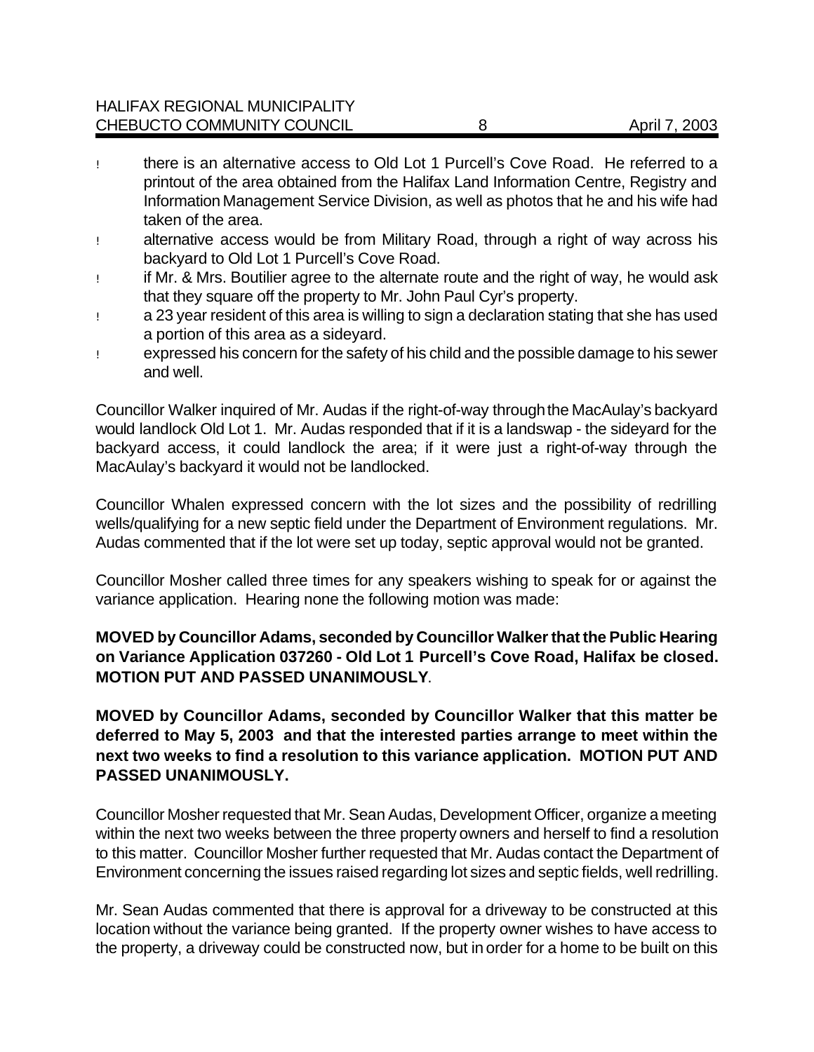- there is an alternative access to Old Lot 1 Purcell's Cove Road. He referred to a printout of the area obtained from the Halifax Land Information Centre, Registry and Information Management Service Division, as well as photos that he and his wife had taken of the area.
- alternative access would be from Military Road, through a right of way across his backyard to Old Lot 1 Purcell's Cove Road.
- if Mr. & Mrs. Boutilier agree to the alternate route and the right of way, he would ask that they square off the property to Mr. John Paul Cyr's property.
- a 23 year resident of this area is willing to sign a declaration stating that she has used a portion of this area as a sideyard.
- expressed his concern for the safety of his child and the possible damage to his sewer and well.

Councillor Walker inquired of Mr. Audas if the right-of-way through the MacAulay's backyard would landlock Old Lot 1. Mr. Audas responded that if it is a landswap - the sideyard for the backyard access, it could landlock the area; if it were just a right-of-way through the MacAulay's backyard it would not be landlocked.

Councillor Whalen expressed concern with the lot sizes and the possibility of redrilling wells/qualifying for a new septic field under the Department of Environment regulations. Mr. Audas commented that if the lot were set up today, septic approval would not be granted.

Councillor Mosher called three times for any speakers wishing to speak for or against the variance application. Hearing none the following motion was made:

**MOVED by Councillor Adams, seconded by Councillor Walker that the Public Hearing on Variance Application 037260 - Old Lot 1 Purcell's Cove Road, Halifax be closed. MOTION PUT AND PASSED UNANIMOUSLY**.

**MOVED by Councillor Adams, seconded by Councillor Walker that this matter be deferred to May 5, 2003 and that the interested parties arrange to meet within the next two weeks to find a resolution to this variance application. MOTION PUT AND PASSED UNANIMOUSLY.**

Councillor Mosher requested that Mr. Sean Audas, Development Officer, organize a meeting within the next two weeks between the three property owners and herself to find a resolution to this matter. Councillor Mosher further requested that Mr. Audas contact the Department of Environment concerning the issues raised regarding lot sizes and septic fields, well redrilling.

Mr. Sean Audas commented that there is approval for a driveway to be constructed at this location without the variance being granted. If the property owner wishes to have access to the property, a driveway could be constructed now, but in order for a home to be built on this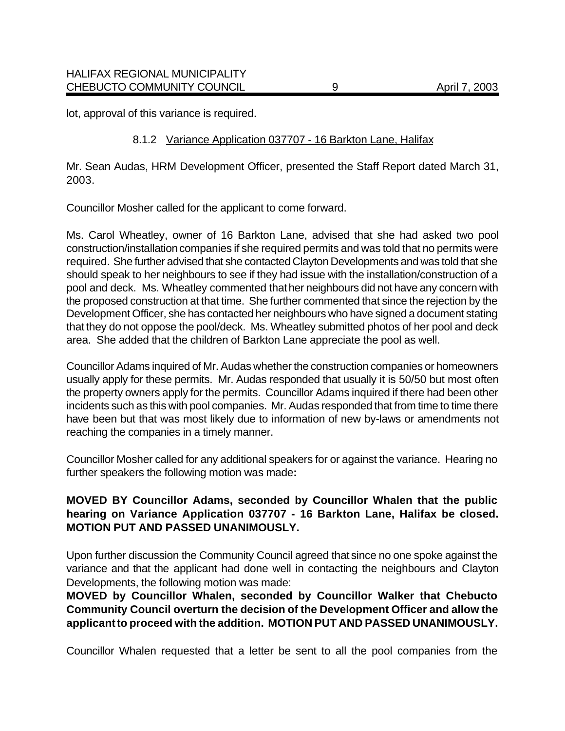lot, approval of this variance is required.

### 8.1.2 Variance Application 037707 - 16 Barkton Lane, Halifax

Mr. Sean Audas, HRM Development Officer, presented the Staff Report dated March 31, 2003.

Councillor Mosher called for the applicant to come forward.

Ms. Carol Wheatley, owner of 16 Barkton Lane, advised that she had asked two pool construction/installation companies if she required permits and was told that no permits were required. She further advised that she contacted Clayton Developments and was told that she should speak to her neighbours to see if they had issue with the installation/construction of a pool and deck. Ms. Wheatley commented that her neighbours did not have any concern with the proposed construction at that time. She further commented that since the rejection by the Development Officer, she has contacted her neighbours who have signed a document stating that they do not oppose the pool/deck. Ms. Wheatley submitted photos of her pool and deck area. She added that the children of Barkton Lane appreciate the pool as well.

Councillor Adams inquired of Mr. Audas whether the construction companies or homeowners usually apply for these permits. Mr. Audas responded that usually it is 50/50 but most often the property owners apply for the permits. Councillor Adams inquired if there had been other incidents such as this with pool companies. Mr. Audas responded that from time to time there have been but that was most likely due to information of new by-laws or amendments not reaching the companies in a timely manner.

Councillor Mosher called for any additional speakers for or against the variance. Hearing no further speakers the following motion was made**:**

**MOVED BY Councillor Adams, seconded by Councillor Whalen that the public hearing on Variance Application 037707 - 16 Barkton Lane, Halifax be closed. MOTION PUT AND PASSED UNANIMOUSLY.**

Upon further discussion the Community Council agreed that since no one spoke against the variance and that the applicant had done well in contacting the neighbours and Clayton Developments, the following motion was made:

**MOVED by Councillor Whalen, seconded by Councillor Walker that Chebucto Community Council overturn the decision of the Development Officer and allow the applicant to proceed with the addition. MOTION PUT AND PASSED UNANIMOUSLY.**

Councillor Whalen requested that a letter be sent to all the pool companies from the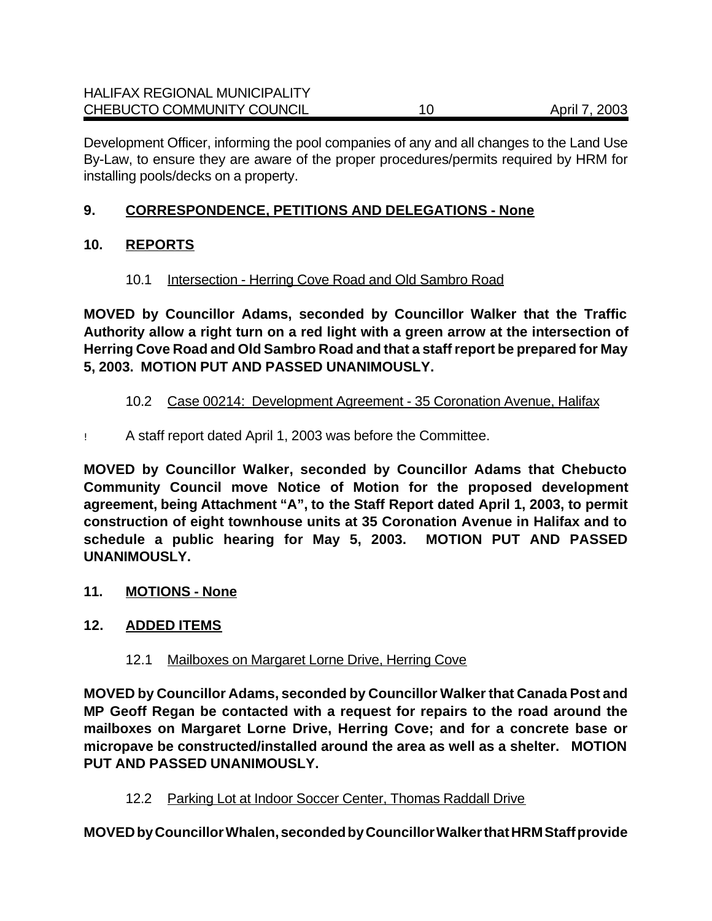Development Officer, informing the pool companies of any and all changes to the Land Use By-Law, to ensure they are aware of the proper procedures/permits required by HRM for installing pools/decks on a property.

## 9. CORRESPONDENCE, PETITIONS AND DELEGATIONS - None

## 10. REPORTS

### 10.1 Intersection - Herring Cove Road and Old Sambro Road

**MOVED by Councillor Adams, seconded by Councillor Walker that the Traffic Authority allow a right turn on a red light with a green arrow at the intersection of Herring Cove Road and Old Sambro Road and that a staff report be prepared for May 5, 2003. MOTION PUT AND PASSED UNANIMOUSLY.**

### 10.2 Case 00214: Development Agreement - 35 Coronation Avenue, Halifax

- A staff report dated April 1, 2003 was before the Committee.

**MOVED by Councillor Walker, seconded by Councillor Adams that Chebucto Community Council move Notice of Motion for the proposed development agreement, being Attachment "A", to the Staff Report dated April 1, 2003, to permit construction of eight townhouse units at 35 Coronation Avenue in Halifax and to schedule a public hearing for May 5, 2003. MOTION PUT AND PASSED UNANIMOUSLY.**

## 11. MOTIONS - None

## 12. ADDED ITEMS

### 12.1 Mailboxes on Margaret Lorne Drive, Herring Cove

**MOVED by Councillor Adams, seconded by Councillor Walker that Canada Post and MP Geoff Regan be contacted with a request for repairs to the road around the mailboxes on Margaret Lorne Drive, Herring Cove; and for a concrete base or micropave be constructed/installed around the area as well as a shelter. MOTION PUT AND PASSED UNANIMOUSLY.**

### 12.2 Parking Lot at Indoor Soccer Center, Thomas Raddall Drive

**MOVED by Councillor Whalen, seconded by Councillor Walker that HRM Staff provide**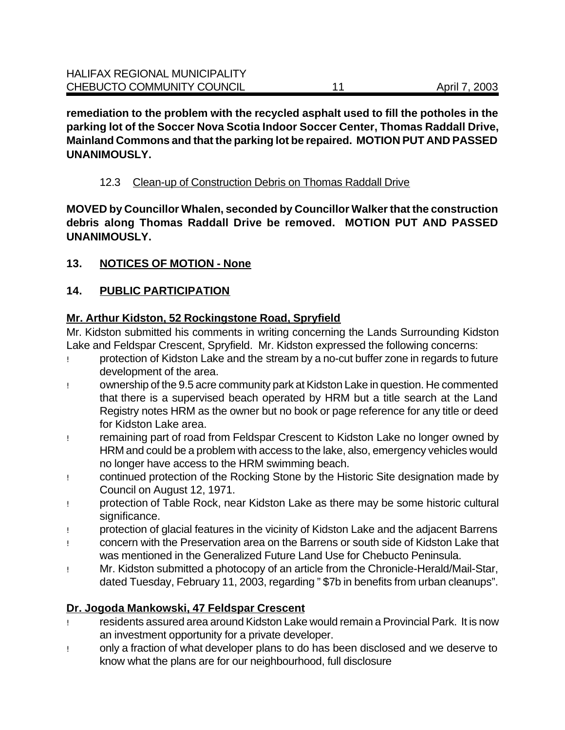**remediation to the problem with the recycled asphalt used to fill the potholes in the parking lot of the Soccer Nova Scotia Indoor Soccer Center, Thomas Raddall Drive, Mainland Commons and that the parking lot be repaired. MOTION PUT AND PASSED UNANIMOUSLY.**

12.3 Clean-up of Construction Debris on Thomas Raddall Drive

**MOVED by Councillor Whalen, seconded by Councillor Walker that the construction debris along Thomas Raddall Drive be removed. MOTION PUT AND PASSED UNANIMOUSLY.**

## 13. NOTICES OF MOTION - None

## 14. PUBLIC PARTICIPATION

### Mr. Arthur Kidston, 52 Rockingstone Road, Spryfield

Mr. Kidston submitted his comments in writing concerning the Lands Surrounding Kidston Lake and Feldspar Crescent, Spryfield. Mr. Kidston expressed the following concerns:

- protection of Kidston Lake and the stream by a no-cut buffer zone in regards to future development of the area.
- ownership of the 9.5 acre community park at Kidston Lake in question. He commented that there is a supervised beach operated by HRM but a title search at the Land Registry notes HRM as the owner but no book or page reference for any title or deed for Kidston Lake area.
- remaining part of road from Feldspar Crescent to Kidston Lake no longer owned by HRM and could be a problem with access to the lake, also, emergency vehicles would no longer have access to the HRM swimming beach.
- continued protection of the Rocking Stone by the Historic Site designation made by Council on August 12, 1971.
- protection of Table Rock, near Kidston Lake as there may be some historic cultural significance.
- protection of glacial features in the vicinity of Kidston Lake and the adjacent Barrens
- concern with the Preservation area on the Barrens or south side of Kidston Lake that was mentioned in the Generalized Future Land Use for Chebucto Peninsula.
- Mr. Kidston submitted a photocopy of an article from the Chronicle-Herald/Mail-Star, dated Tuesday, February 11, 2003, regarding " $7b in benefits from urban cleanups".

### Dr. Jogoda Mankowski, 47 Feldspar Crescent

- residents assured area around Kidston Lake would remain a Provincial Park. It is now an investment opportunity for a private developer.
- only a fraction of what developer plans to do has been disclosed and we deserve to know what the plans are for our neighbourhood, full disclosure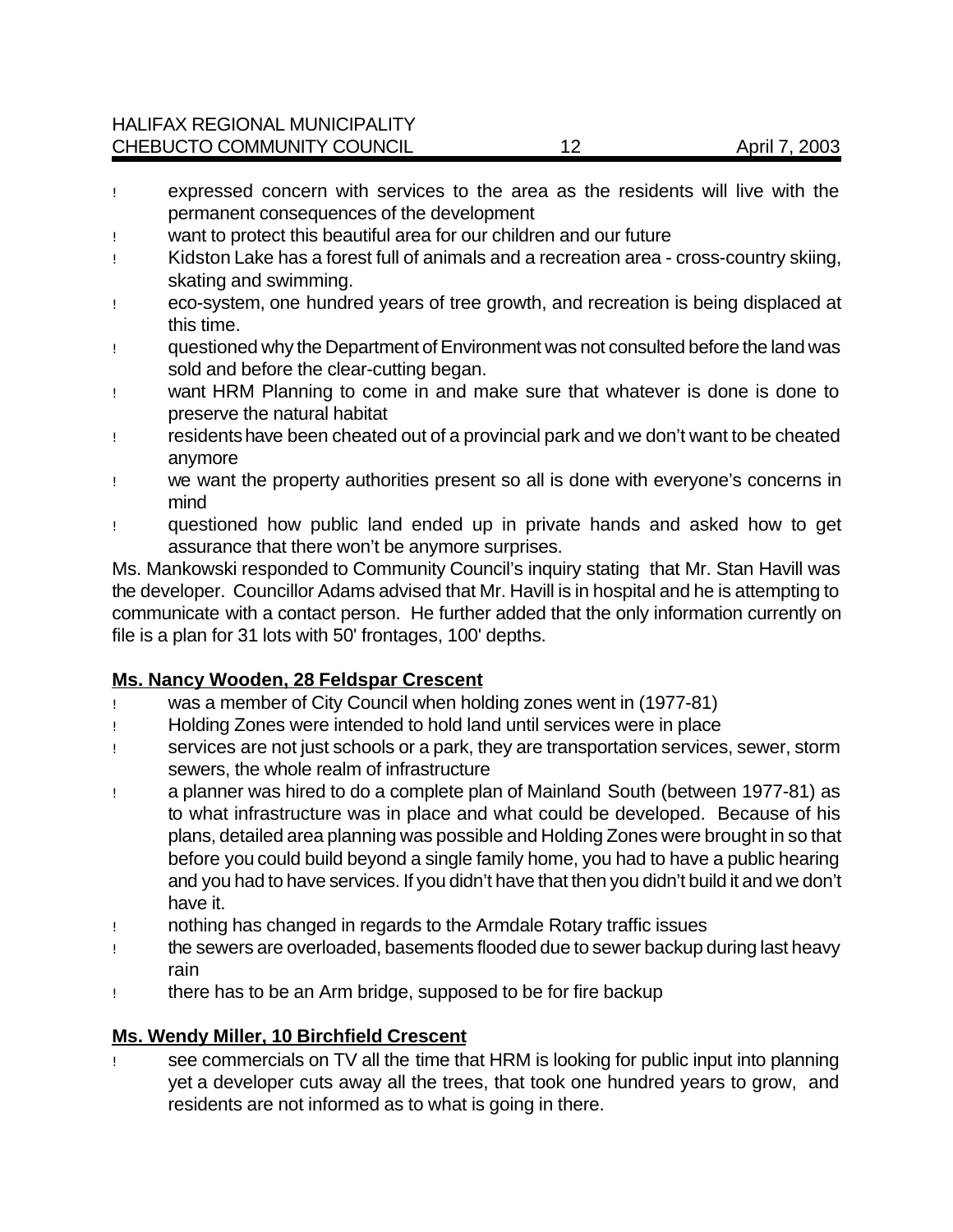- expressed concern with services to the area as the residents will live with the permanent consequences of the development
- want to protect this beautiful area for our children and our future
- Kidston Lake has a forest full of animals and a recreation area - cross-country skiing, skating and swimming.
- eco-system, one hundred years of tree growth, and recreation is being displaced at this time.
- questioned why the Department of Environment was not consulted before the land was sold and before the clear-cutting began.
- want HRM Planning to come in and make sure that whatever is done is done to preserve the natural habitat
- residents have been cheated out of a provincial park and we don't want to be cheated anymore
- we want the property authorities present so all is done with everyone's concerns in mind
- questioned how public land ended up in private hands and asked how to get assurance that there won't be anymore surprises.

Ms. Mankowski responded to Community Council's inquiry stating that Mr. Stan Havill was the developer. Councillor Adams advised that Mr. Havill is in hospital and he is attempting to communicate with a contact person. He further added that the only information currently on file is a plan for 31 lots with 50' frontages, 100' depths.

**Ms. Nancy Wooden, 28 Feldspar Crescent**

- was a member of City Council when holding zones went in (1977-81)
- Holding Zones were intended to hold land until services were in place
- services are not just schools or a park, they are transportation services, sewer, storm sewers, the whole realm of infrastructure
- a planner was hired to do a complete plan of Mainland South (between 1977-81) as to what infrastructure was in place and what could be developed. Because of his plans, detailed area planning was possible and Holding Zones were brought in so that before you could build beyond a single family home, you had to have a public hearing and you had to have services. If you didn't have that then you didn't build it and we don't have it.
- nothing has changed in regards to the Armdale Rotary traffic issues
- the sewers are overloaded, basements flooded due to sewer backup during last heavy rain
- there has to be an Arm bridge, supposed to be for fire backup

**Ms. Wendy Miller, 10 Birchfield Crescent**

- see commercials on TV all the time that HRM is looking for public input into planning yet a developer cuts away all the trees, that took one hundred years to grow, and residents are not informed as to what is going in there.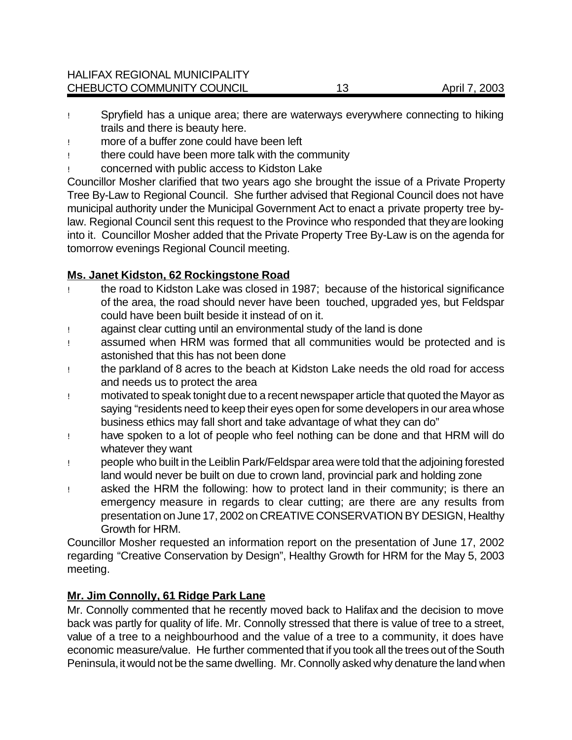- Spryfield has a unique area; there are waterways everywhere connecting to hiking trails and there is beauty here.
- more of a buffer zone could have been left
- there could have been more talk with the community
- concerned with public access to Kidston Lake

Councillor Mosher clarified that two years ago she brought the issue of a Private Property Tree By-Law to Regional Council. She further advised that Regional Council does not have municipal authority under the Municipal Government Act to enact a private property tree by-law. Regional Council sent this request to the Province who responded that they are looking into it. Councillor Mosher added that the Private Property Tree By-Law is on the agenda for tomorrow evenings Regional Council meeting.

**Ms. Janet Kidston, 62 Rockingstone Road**

- the road to Kidston Lake was closed in 1987; because of the historical significance of the area, the road should never have been touched, upgraded yes, but Feldspar could have been built beside it instead of on it.
- against clear cutting until an environmental study of the land is done
- assumed when HRM was formed that all communities would be protected and is astonished that this has not been done
- the parkland of 8 acres to the beach at Kidston Lake needs the old road for access and needs us to protect the area
- motivated to speak tonight due to a recent newspaper article that quoted the Mayor as saying "residents need to keep their eyes open for some developers in our area whose business ethics may fall short and take advantage of what they can do"
- have spoken to a lot of people who feel nothing can be done and that HRM will do whatever they want
- people who built in the Leiblin Park/Feldspar area were told that the adjoining forested land would never be built on due to crown land, provincial park and holding zone
- asked the HRM the following: how to protect land in their community; is there an emergency measure in regards to clear cutting; are there are any results from presentation on June 17, 2002 on CREATIVE CONSERVATION BY DESIGN, Healthy Growth for HRM.

Councillor Mosher requested an information report on the presentation of June 17, 2002 regarding "Creative Conservation by Design", Healthy Growth for HRM for the May 5, 2003 meeting.

**Mr. Jim Connolly, 61 Ridge Park Lane**

Mr. Connolly commented that he recently moved back to Halifax and the decision to move back was partly for quality of life. Mr. Connolly stressed that there is value of tree to a street, value of a tree to a neighbourhood and the value of a tree to a community, it does have economic measure/value. He further commented that if you took all the trees out of the South Peninsula, it would not be the same dwelling. Mr. Connolly asked why denature the land when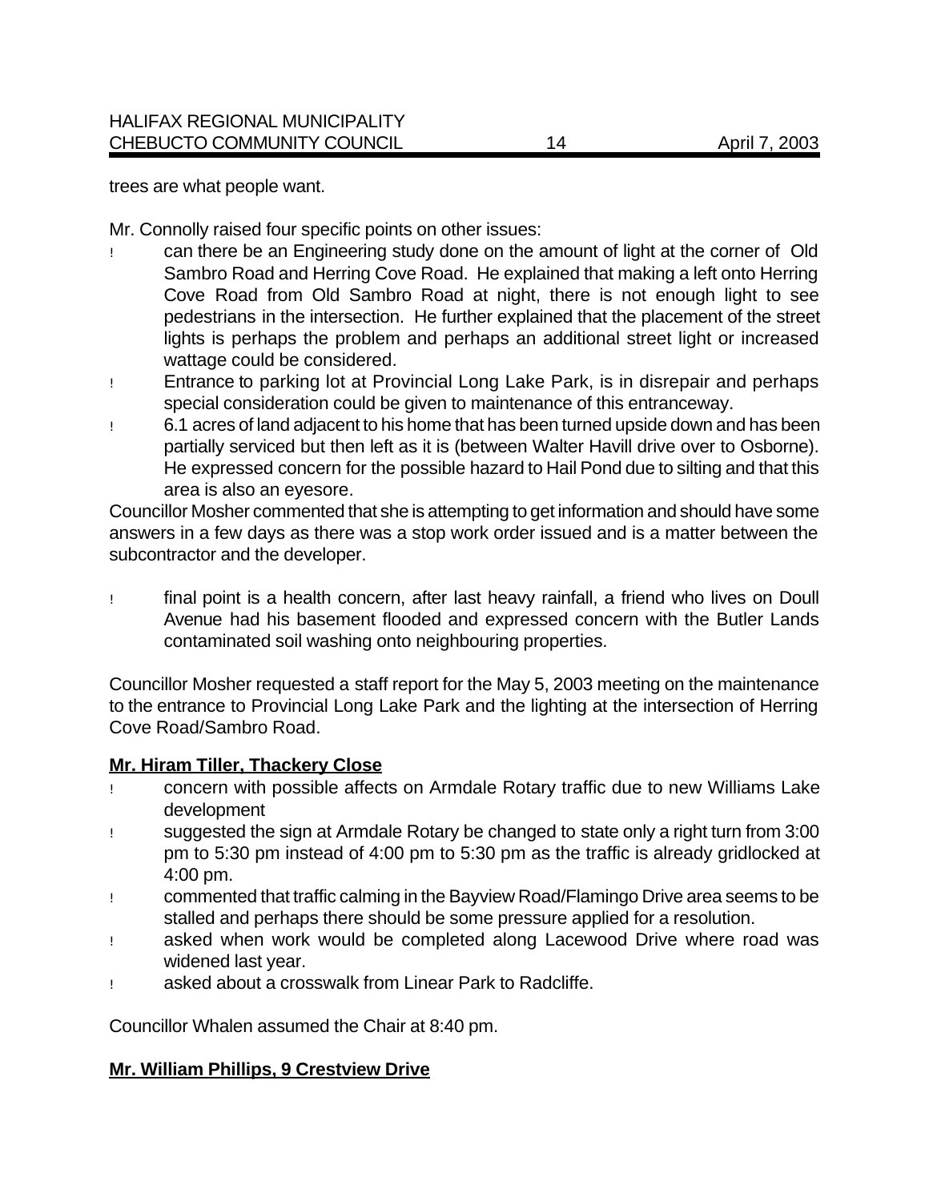trees are what people want.

Mr. Connolly raised four specific points on other issues:

- can there be an Engineering study done on the amount of light at the corner of Old Sambro Road and Herring Cove Road. He explained that making a left onto Herring Cove Road from Old Sambro Road at night, there is not enough light to see pedestrians in the intersection. He further explained that the placement of the street lights is perhaps the problem and perhaps an additional street light or increased wattage could be considered.
- Entrance to parking lot at Provincial Long Lake Park, is in disrepair and perhaps special consideration could be given to maintenance of this entranceway.
- 6.1 acres of land adjacent to his home that has been turned upside down and has been partially serviced but then left as it is (between Walter Havill drive over to Osborne). He expressed concern for the possible hazard to Hail Pond due to silting and that this area is also an eyesore.

Councillor Mosher commented that she is attempting to get information and should have some answers in a few days as there was a stop work order issued and is a matter between the subcontractor and the developer.

- final point is a health concern, after last heavy rainfall, a friend who lives on Doull Avenue had his basement flooded and expressed concern with the Butler Lands contaminated soil washing onto neighbouring properties.

Councillor Mosher requested a staff report for the May 5, 2003 meeting on the maintenance to the entrance to Provincial Long Lake Park and the lighting at the intersection of Herring Cove Road/Sambro Road.

**Mr. Hiram Tiller, Thackery Close**

- concern with possible affects on Armdale Rotary traffic due to new Williams Lake development
- suggested the sign at Armdale Rotary be changed to state only a right turn from 3:00 pm to 5:30 pm instead of 4:00 pm to 5:30 pm as the traffic is already gridlocked at 4:00 pm.
- commented that traffic calming in the Bayview Road/Flamingo Drive area seems to be stalled and perhaps there should be some pressure applied for a resolution.
- asked when work would be completed along Lacewood Drive where road was widened last year.
- asked about a crosswalk from Linear Park to Radcliffe.

Councillor Whalen assumed the Chair at 8:40 pm.

**Mr. William Phillips, 9 Crestview Drive**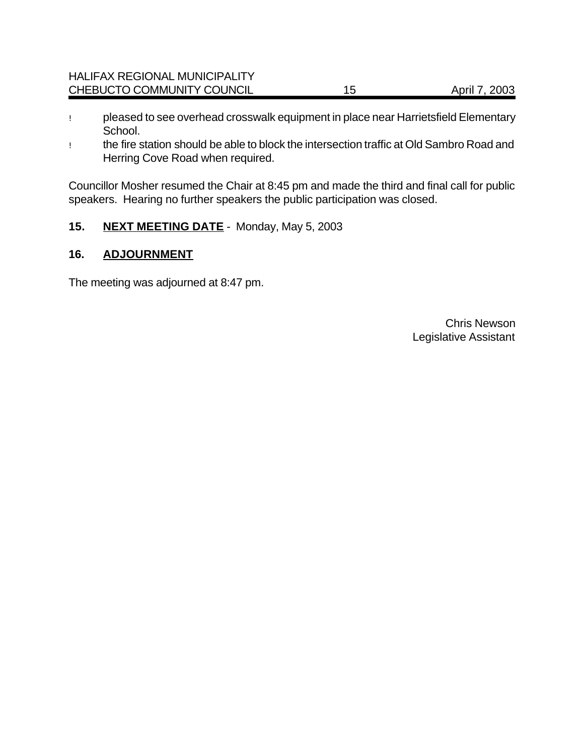- pleased to see overhead crosswalk equipment in place near Harrietsfield Elementary School.
- the fire station should be able to block the intersection traffic at Old Sambro Road and Herring Cove Road when required.

Councillor Mosher resumed the Chair at 8:45 pm and made the third and final call for public speakers. Hearing no further speakers the public participation was closed.

**15. NEXT MEETING DATE** - Monday, May 5, 2003

**16. ADJOURNMENT**

The meeting was adjourned at 8:47 pm.

Chris Newson
Legislative Assistant